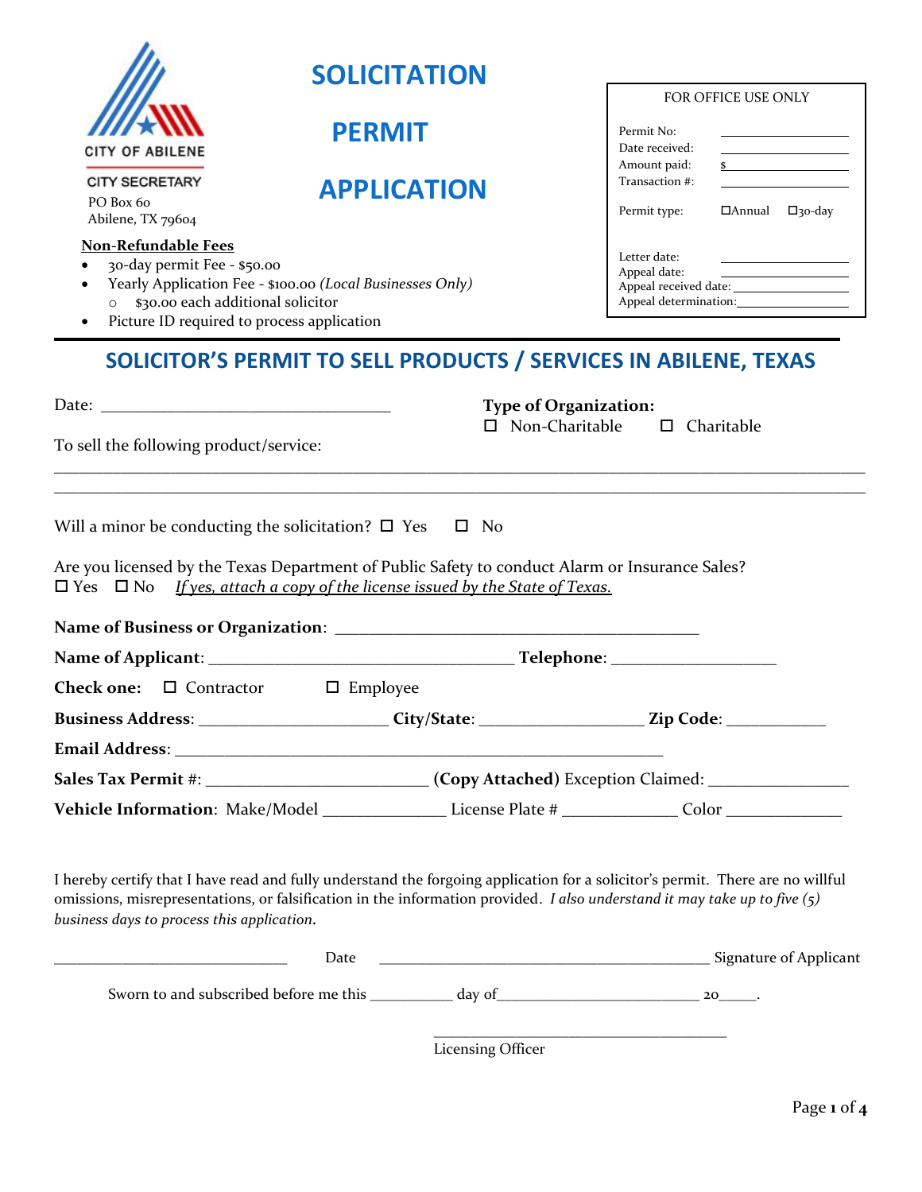CITY OF ABILENE

CITY SECRETARY
PO Box 60
Abilene, TX 79604

# SOLICITATION PERMIT APPLICATION

FOR OFFICE USE ONLY

Permit No: ____________
Date received: ____________
Amount paid: $ ____________
Transaction #: ____________

Permit type: ☐Annual ☐30-day

Letter date: ____________
Appeal date: ____________
Appeal received date: ____________
Appeal determination: ____________

**Non-Refundable Fees**

- 30-day permit Fee - $50.00
- Yearly Application Fee - $100.00 *(Local Businesses Only)*
  - $30.00 each additional solicitor
- Picture ID required to process application

## SOLICITOR'S PERMIT TO SELL PRODUCTS / SERVICES IN ABILENE, TEXAS

Date: ________________________________

**Type of Organization:**
☐ Non-Charitable ☐ Charitable

To sell the following product/service:

________________________________________________________________________________
________________________________________________________________________________

Will a minor be conducting the solicitation? ☐ Yes ☐ No

Are you licensed by the Texas Department of Public Safety to conduct Alarm or Insurance Sales?
☐ Yes ☐ No *If yes, attach a copy of the license issued by the State of Texas.*

**Name of Business or Organization**: ________________________________________

**Name of Applicant**: ________________________________ **Telephone**: __________________

**Check one:** ☐ Contractor ☐ Employee

**Business Address**: ____________________ **City/State**: __________________ **Zip Code**: __________

**Email Address**: ________________________________________________________

**Sales Tax Permit #**: ______________________ **(Copy Attached)** Exception Claimed: ______________

**Vehicle Information**: Make/Model ____________ License Plate # ____________ Color ____________

I hereby certify that I have read and fully understand the forgoing application for a solicitor's permit. There are no willful omissions, misrepresentations, or falsification in the information provided. *I also understand it may take up to five (5) business days to process this application*.

__________________________ Date ______________________________________ Signature of Applicant

Sworn to and subscribed before me this __________ day of________________________ 20_____.

____________________________________
Licensing Officer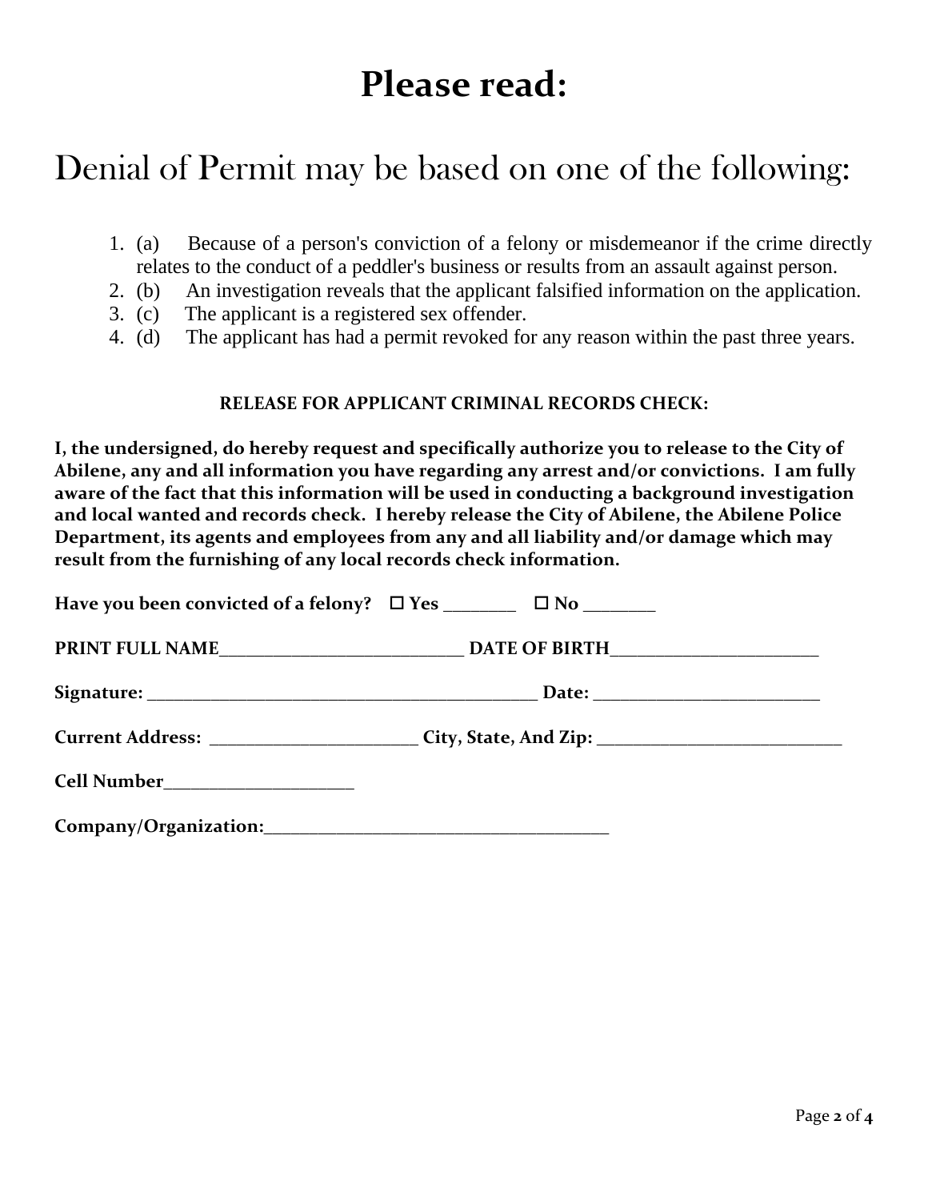# Please read:

## Denial of Permit may be based on one of the following:

1. (a) Because of a person's conviction of a felony or misdemeanor if the crime directly relates to the conduct of a peddler's business or results from an assault against person.
2. (b) An investigation reveals that the applicant falsified information on the application.
3. (c) The applicant is a registered sex offender.
4. (d) The applicant has had a permit revoked for any reason within the past three years.

**RELEASE FOR APPLICANT CRIMINAL RECORDS CHECK:**

**I, the undersigned, do hereby request and specifically authorize you to release to the City of Abilene, any and all information you have regarding any arrest and/or convictions. I am fully aware of the fact that this information will be used in conducting a background investigation and local wanted and records check. I hereby release the City of Abilene, the Abilene Police Department, its agents and employees from any and all liability and/or damage which may result from the furnishing of any local records check information.**

**Have you been convicted of a felony?** ☐ **Yes** ________ ☐ **No** ________

**PRINT FULL NAME**___________________________ **DATE OF BIRTH**_______________________

**Signature:** ___________________________________________ **Date:** _________________________

**Current Address:** _______________________ **City, State, And Zip:** ___________________________

**Cell Number**_____________________

**Company/Organization:**_______________________________________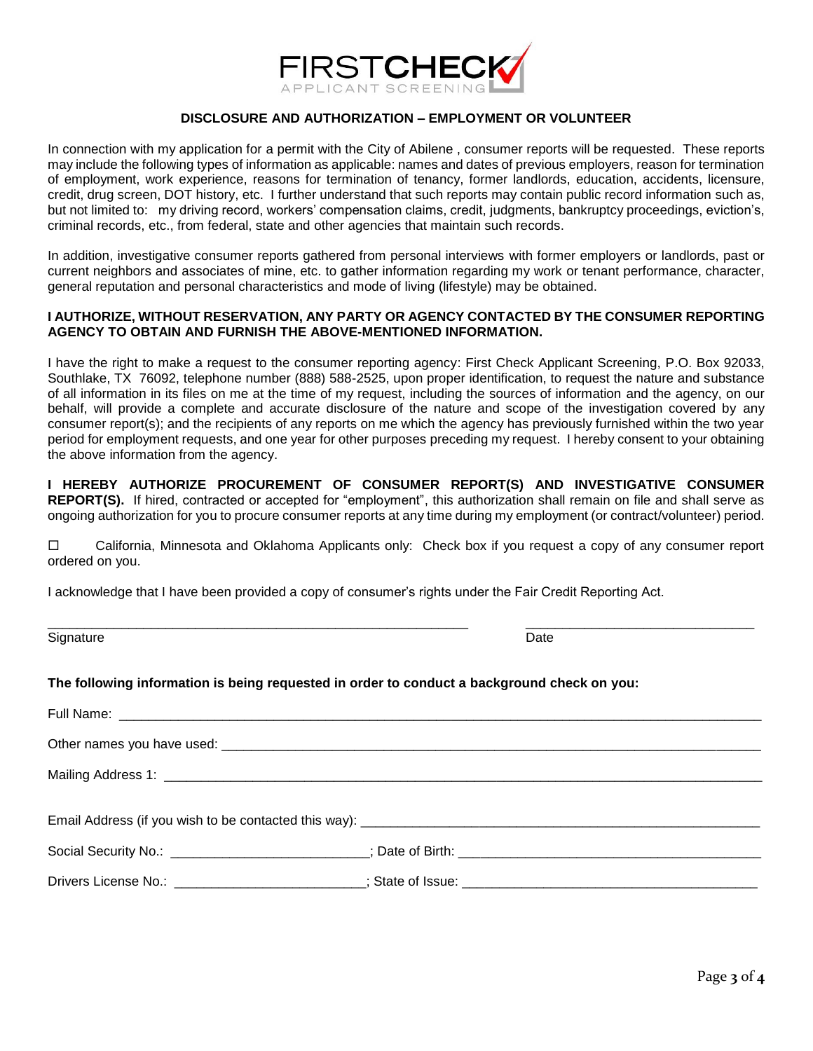FIRSTCHECK
APPLICANT SCREENING

## DISCLOSURE AND AUTHORIZATION – EMPLOYMENT OR VOLUNTEER

In connection with my application for a permit with the City of Abilene , consumer reports will be requested. These reports may include the following types of information as applicable: names and dates of previous employers, reason for termination of employment, work experience, reasons for termination of tenancy, former landlords, education, accidents, licensure, credit, drug screen, DOT history, etc. I further understand that such reports may contain public record information such as, but not limited to: my driving record, workers' compensation claims, credit, judgments, bankruptcy proceedings, eviction's, criminal records, etc., from federal, state and other agencies that maintain such records.

In addition, investigative consumer reports gathered from personal interviews with former employers or landlords, past or current neighbors and associates of mine, etc. to gather information regarding my work or tenant performance, character, general reputation and personal characteristics and mode of living (lifestyle) may be obtained.

**I AUTHORIZE, WITHOUT RESERVATION, ANY PARTY OR AGENCY CONTACTED BY THE CONSUMER REPORTING AGENCY TO OBTAIN AND FURNISH THE ABOVE-MENTIONED INFORMATION.**

I have the right to make a request to the consumer reporting agency: First Check Applicant Screening, P.O. Box 92033, Southlake, TX 76092, telephone number (888) 588-2525, upon proper identification, to request the nature and substance of all information in its files on me at the time of my request, including the sources of information and the agency, on our behalf, will provide a complete and accurate disclosure of the nature and scope of the investigation covered by any consumer report(s); and the recipients of any reports on me which the agency has previously furnished within the two year period for employment requests, and one year for other purposes preceding my request. I hereby consent to your obtaining the above information from the agency.

**I HEREBY AUTHORIZE PROCUREMENT OF CONSUMER REPORT(S) AND INVESTIGATIVE CONSUMER REPORT(S).** If hired, contracted or accepted for "employment", this authorization shall remain on file and shall serve as ongoing authorization for you to procure consumer reports at any time during my employment (or contract/volunteer) period.

☐ California, Minnesota and Oklahoma Applicants only: Check box if you request a copy of any consumer report ordered on you.

I acknowledge that I have been provided a copy of consumer's rights under the Fair Credit Reporting Act.

\_\_\_\_\_\_\_\_\_\_\_\_\_\_\_\_\_\_\_\_\_\_\_\_\_\_\_\_\_\_\_\_\_\_\_\_\_\_\_\_\_\_\_\_\_\_\_\_\_\_\_\_ \_\_\_\_\_\_\_\_\_\_\_\_\_\_\_\_\_\_\_\_\_\_\_\_\_\_\_\_\_\_\_\_
Signature Date

**The following information is being requested in order to conduct a background check on you:**

Full Name: \_\_\_\_\_\_\_\_\_\_\_\_\_\_\_\_\_\_\_\_\_\_\_\_\_\_\_\_\_\_\_\_\_\_\_\_\_\_\_\_\_\_\_\_\_\_\_\_\_\_\_\_\_\_\_\_\_\_\_\_\_\_\_\_\_\_\_\_\_\_\_\_\_\_\_\_

Other names you have used: \_\_\_\_\_\_\_\_\_\_\_\_\_\_\_\_\_\_\_\_\_\_\_\_\_\_\_\_\_\_\_\_\_\_\_\_\_\_\_\_\_\_\_\_\_\_\_\_\_\_\_\_\_\_\_\_\_\_\_\_\_\_\_\_\_\_

Mailing Address 1: \_\_\_\_\_\_\_\_\_\_\_\_\_\_\_\_\_\_\_\_\_\_\_\_\_\_\_\_\_\_\_\_\_\_\_\_\_\_\_\_\_\_\_\_\_\_\_\_\_\_\_\_\_\_\_\_\_\_\_\_\_\_\_\_\_\_\_\_\_\_

Email Address (if you wish to be contacted this way): \_\_\_\_\_\_\_\_\_\_\_\_\_\_\_\_\_\_\_\_\_\_\_\_\_\_\_\_\_\_\_\_\_\_\_\_\_\_\_\_\_\_\_\_\_\_\_\_\_

Social Security No.: \_\_\_\_\_\_\_\_\_\_\_\_\_\_\_\_\_\_\_\_\_\_\_\_\_\_; Date of Birth: \_\_\_\_\_\_\_\_\_\_\_\_\_\_\_\_\_\_\_\_\_\_\_\_\_\_\_\_\_\_\_\_\_\_\_\_\_

Drivers License No.: \_\_\_\_\_\_\_\_\_\_\_\_\_\_\_\_\_\_\_\_\_\_\_\_\_; State of Issue: \_\_\_\_\_\_\_\_\_\_\_\_\_\_\_\_\_\_\_\_\_\_\_\_\_\_\_\_\_\_\_\_\_\_\_\_\_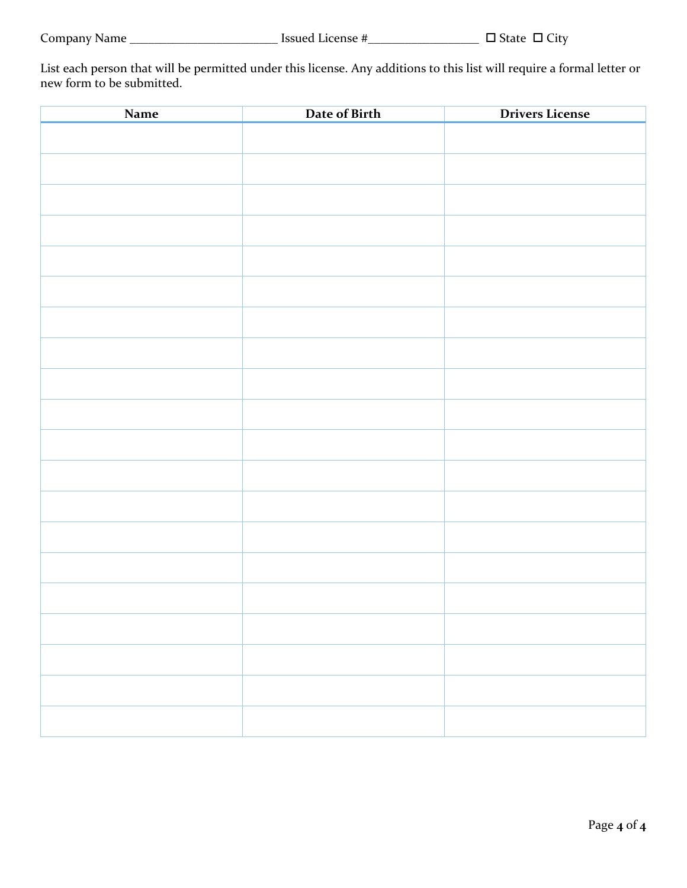Company Name ________________________ Issued License #__________________ ☐ State ☐ City

List each person that will be permitted under this license. Any additions to this list will require a formal letter or new form to be submitted.

| Name | Date of Birth | Drivers License |
|---|---|---|
| | | |
| | | |
| | | |
| | | |
| | | |
| | | |
| | | |
| | | |
| | | |
| | | |
| | | |
| | | |
| | | |
| | | |
| | | |
| | | |
| | | |
| | | |
| | | |
| | | |